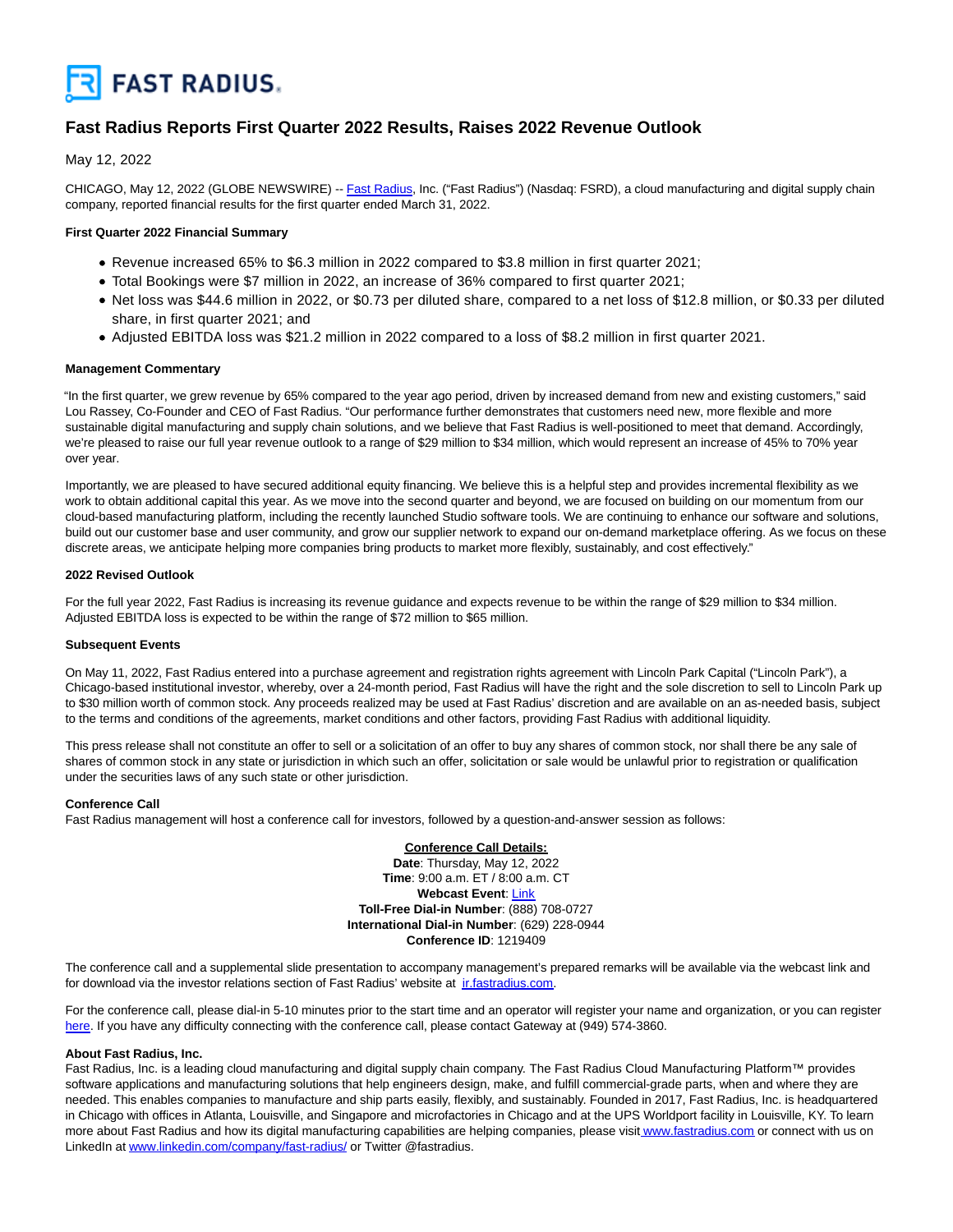FAST RADIUS.

# Fast Radius Reports First Quarter 2022 Results, Raises 2022 Revenue Outlook

May 12, 2022

CHICAGO, May 12, 2022 (GLOBE NEWSWIRE) -- Fast Radius, Inc. ("Fast Radius") (Nasdaq: FSRD), a cloud manufacturing and digital supply chain company, reported financial results for the first quarter ended March 31, 2022.

**First Quarter 2022 Financial Summary**

- Revenue increased 65% to $6.3 million in 2022 compared to $3.8 million in first quarter 2021;
- Total Bookings were $7 million in 2022, an increase of 36% compared to first quarter 2021;
- Net loss was $44.6 million in 2022, or $0.73 per diluted share, compared to a net loss of $12.8 million, or $0.33 per diluted share, in first quarter 2021; and
- Adjusted EBITDA loss was $21.2 million in 2022 compared to a loss of $8.2 million in first quarter 2021.

**Management Commentary**

"In the first quarter, we grew revenue by 65% compared to the year ago period, driven by increased demand from new and existing customers," said Lou Rassey, Co-Founder and CEO of Fast Radius. "Our performance further demonstrates that customers need new, more flexible and more sustainable digital manufacturing and supply chain solutions, and we believe that Fast Radius is well-positioned to meet that demand. Accordingly, we're pleased to raise our full year revenue outlook to a range of $29 million to $34 million, which would represent an increase of 45% to 70% year over year.

Importantly, we are pleased to have secured additional equity financing. We believe this is a helpful step and provides incremental flexibility as we work to obtain additional capital this year. As we move into the second quarter and beyond, we are focused on building on our momentum from our cloud-based manufacturing platform, including the recently launched Studio software tools. We are continuing to enhance our software and solutions, build out our customer base and user community, and grow our supplier network to expand our on-demand marketplace offering. As we focus on these discrete areas, we anticipate helping more companies bring products to market more flexibly, sustainably, and cost effectively."

**2022 Revised Outlook**

For the full year 2022, Fast Radius is increasing its revenue guidance and expects revenue to be within the range of $29 million to $34 million. Adjusted EBITDA loss is expected to be within the range of $72 million to $65 million.

**Subsequent Events**

On May 11, 2022, Fast Radius entered into a purchase agreement and registration rights agreement with Lincoln Park Capital ("Lincoln Park"), a Chicago-based institutional investor, whereby, over a 24-month period, Fast Radius will have the right and the sole discretion to sell to Lincoln Park up to $30 million worth of common stock. Any proceeds realized may be used at Fast Radius' discretion and are available on an as-needed basis, subject to the terms and conditions of the agreements, market conditions and other factors, providing Fast Radius with additional liquidity.

This press release shall not constitute an offer to sell or a solicitation of an offer to buy any shares of common stock, nor shall there be any sale of shares of common stock in any state or jurisdiction in which such an offer, solicitation or sale would be unlawful prior to registration or qualification under the securities laws of any such state or other jurisdiction.

**Conference Call**

Fast Radius management will host a conference call for investors, followed by a question-and-answer session as follows:

**Conference Call Details:**
**Date**: Thursday, May 12, 2022
**Time**: 9:00 a.m. ET / 8:00 a.m. CT
**Webcast Event**: Link
**Toll-Free Dial-in Number**: (888) 708-0727
**International Dial-in Number**: (629) 228-0944
**Conference ID**: 1219409

The conference call and a supplemental slide presentation to accompany management's prepared remarks will be available via the webcast link and for download via the investor relations section of Fast Radius' website at ir.fastradius.com.

For the conference call, please dial-in 5-10 minutes prior to the start time and an operator will register your name and organization, or you can register here. If you have any difficulty connecting with the conference call, please contact Gateway at (949) 574-3860.

**About Fast Radius, Inc.**

Fast Radius, Inc. is a leading cloud manufacturing and digital supply chain company. The Fast Radius Cloud Manufacturing Platform™ provides software applications and manufacturing solutions that help engineers design, make, and fulfill commercial-grade parts, when and where they are needed. This enables companies to manufacture and ship parts easily, flexibly, and sustainably. Founded in 2017, Fast Radius, Inc. is headquartered in Chicago with offices in Atlanta, Louisville, and Singapore and microfactories in Chicago and at the UPS Worldport facility in Louisville, KY. To learn more about Fast Radius and how its digital manufacturing capabilities are helping companies, please visit www.fastradius.com or connect with us on LinkedIn at www.linkedin.com/company/fast-radius/ or Twitter @fastradius.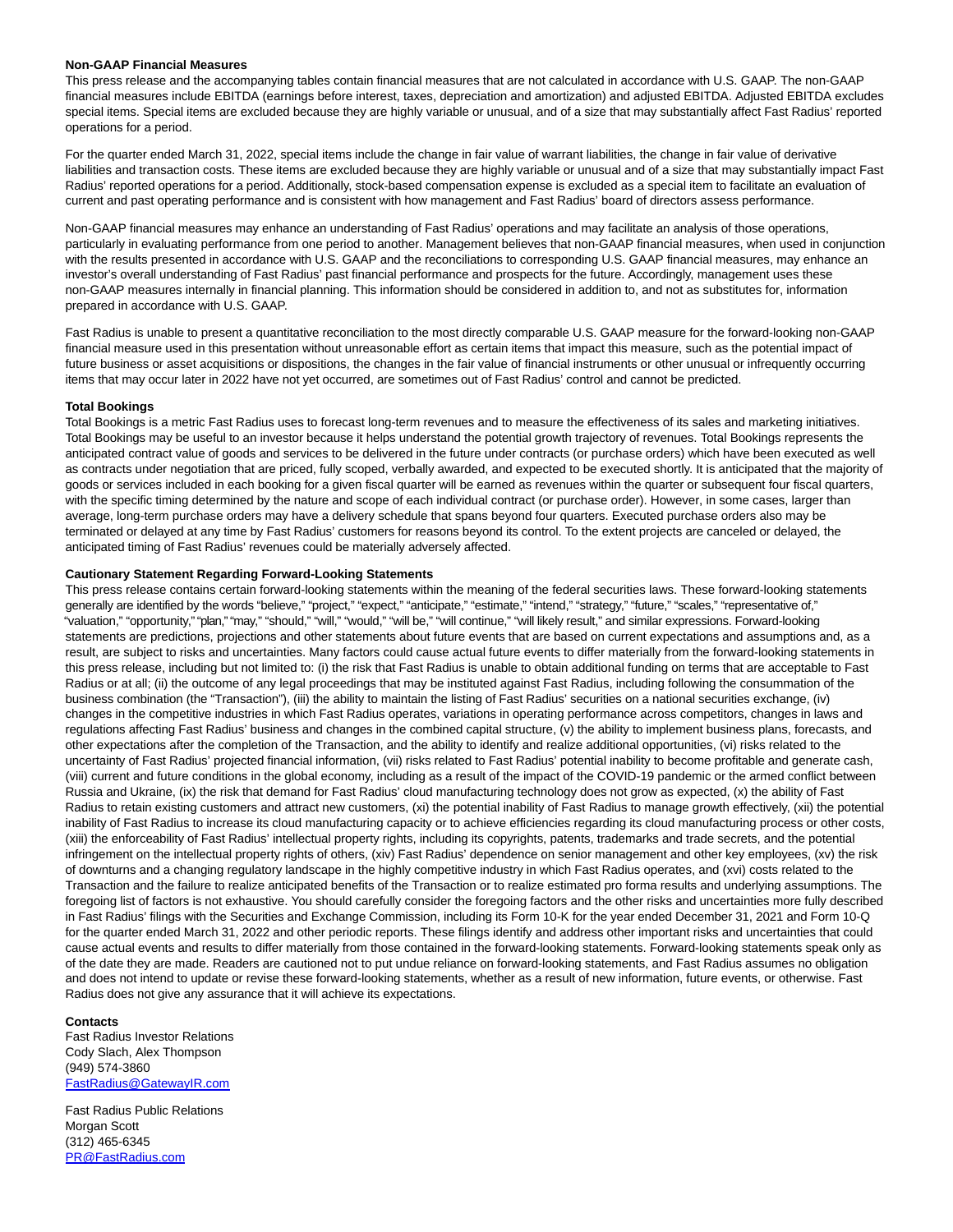**Non-GAAP Financial Measures**

This press release and the accompanying tables contain financial measures that are not calculated in accordance with U.S. GAAP. The non-GAAP financial measures include EBITDA (earnings before interest, taxes, depreciation and amortization) and adjusted EBITDA. Adjusted EBITDA excludes special items. Special items are excluded because they are highly variable or unusual, and of a size that may substantially affect Fast Radius' reported operations for a period.

For the quarter ended March 31, 2022, special items include the change in fair value of warrant liabilities, the change in fair value of derivative liabilities and transaction costs. These items are excluded because they are highly variable or unusual and of a size that may substantially impact Fast Radius' reported operations for a period. Additionally, stock-based compensation expense is excluded as a special item to facilitate an evaluation of current and past operating performance and is consistent with how management and Fast Radius' board of directors assess performance.

Non-GAAP financial measures may enhance an understanding of Fast Radius' operations and may facilitate an analysis of those operations, particularly in evaluating performance from one period to another. Management believes that non-GAAP financial measures, when used in conjunction with the results presented in accordance with U.S. GAAP and the reconciliations to corresponding U.S. GAAP financial measures, may enhance an investor's overall understanding of Fast Radius' past financial performance and prospects for the future. Accordingly, management uses these non-GAAP measures internally in financial planning. This information should be considered in addition to, and not as substitutes for, information prepared in accordance with U.S. GAAP.

Fast Radius is unable to present a quantitative reconciliation to the most directly comparable U.S. GAAP measure for the forward-looking non-GAAP financial measure used in this presentation without unreasonable effort as certain items that impact this measure, such as the potential impact of future business or asset acquisitions or dispositions, the changes in the fair value of financial instruments or other unusual or infrequently occurring items that may occur later in 2022 have not yet occurred, are sometimes out of Fast Radius' control and cannot be predicted.

**Total Bookings**

Total Bookings is a metric Fast Radius uses to forecast long-term revenues and to measure the effectiveness of its sales and marketing initiatives. Total Bookings may be useful to an investor because it helps understand the potential growth trajectory of revenues. Total Bookings represents the anticipated contract value of goods and services to be delivered in the future under contracts (or purchase orders) which have been executed as well as contracts under negotiation that are priced, fully scoped, verbally awarded, and expected to be executed shortly. It is anticipated that the majority of goods or services included in each booking for a given fiscal quarter will be earned as revenues within the quarter or subsequent four fiscal quarters, with the specific timing determined by the nature and scope of each individual contract (or purchase order). However, in some cases, larger than average, long-term purchase orders may have a delivery schedule that spans beyond four quarters. Executed purchase orders also may be terminated or delayed at any time by Fast Radius' customers for reasons beyond its control. To the extent projects are canceled or delayed, the anticipated timing of Fast Radius' revenues could be materially adversely affected.

**Cautionary Statement Regarding Forward-Looking Statements**

This press release contains certain forward-looking statements within the meaning of the federal securities laws. These forward-looking statements generally are identified by the words "believe," "project," "expect," "anticipate," "estimate," "intend," "strategy," "future," "scales," "representative of," "valuation," "opportunity," "plan," "may," "should," "will," "would," "will be," "will continue," "will likely result," and similar expressions. Forward-looking statements are predictions, projections and other statements about future events that are based on current expectations and assumptions and, as a result, are subject to risks and uncertainties. Many factors could cause actual future events to differ materially from the forward-looking statements in this press release, including but not limited to: (i) the risk that Fast Radius is unable to obtain additional funding on terms that are acceptable to Fast Radius or at all; (ii) the outcome of any legal proceedings that may be instituted against Fast Radius, including following the consummation of the business combination (the "Transaction"), (iii) the ability to maintain the listing of Fast Radius' securities on a national securities exchange, (iv) changes in the competitive industries in which Fast Radius operates, variations in operating performance across competitors, changes in laws and regulations affecting Fast Radius' business and changes in the combined capital structure, (v) the ability to implement business plans, forecasts, and other expectations after the completion of the Transaction, and the ability to identify and realize additional opportunities, (vi) risks related to the uncertainty of Fast Radius' projected financial information, (vii) risks related to Fast Radius' potential inability to become profitable and generate cash, (viii) current and future conditions in the global economy, including as a result of the impact of the COVID-19 pandemic or the armed conflict between Russia and Ukraine, (ix) the risk that demand for Fast Radius' cloud manufacturing technology does not grow as expected, (x) the ability of Fast Radius to retain existing customers and attract new customers, (xi) the potential inability of Fast Radius to manage growth effectively, (xii) the potential inability of Fast Radius to increase its cloud manufacturing capacity or to achieve efficiencies regarding its cloud manufacturing process or other costs, (xiii) the enforceability of Fast Radius' intellectual property rights, including its copyrights, patents, trademarks and trade secrets, and the potential infringement on the intellectual property rights of others, (xiv) Fast Radius' dependence on senior management and other key employees, (xv) the risk of downturns and a changing regulatory landscape in the highly competitive industry in which Fast Radius operates, and (xvi) costs related to the Transaction and the failure to realize anticipated benefits of the Transaction or to realize estimated pro forma results and underlying assumptions. The foregoing list of factors is not exhaustive. You should carefully consider the foregoing factors and the other risks and uncertainties more fully described in Fast Radius' filings with the Securities and Exchange Commission, including its Form 10-K for the year ended December 31, 2021 and Form 10-Q for the quarter ended March 31, 2022 and other periodic reports. These filings identify and address other important risks and uncertainties that could cause actual events and results to differ materially from those contained in the forward-looking statements. Forward-looking statements speak only as of the date they are made. Readers are cautioned not to put undue reliance on forward-looking statements, and Fast Radius assumes no obligation and does not intend to update or revise these forward-looking statements, whether as a result of new information, future events, or otherwise. Fast Radius does not give any assurance that it will achieve its expectations.

**Contacts**

Fast Radius Investor Relations
Cody Slach, Alex Thompson
(949) 574-3860
FastRadius@GatewayIR.com

Fast Radius Public Relations
Morgan Scott
(312) 465-6345
PR@FastRadius.com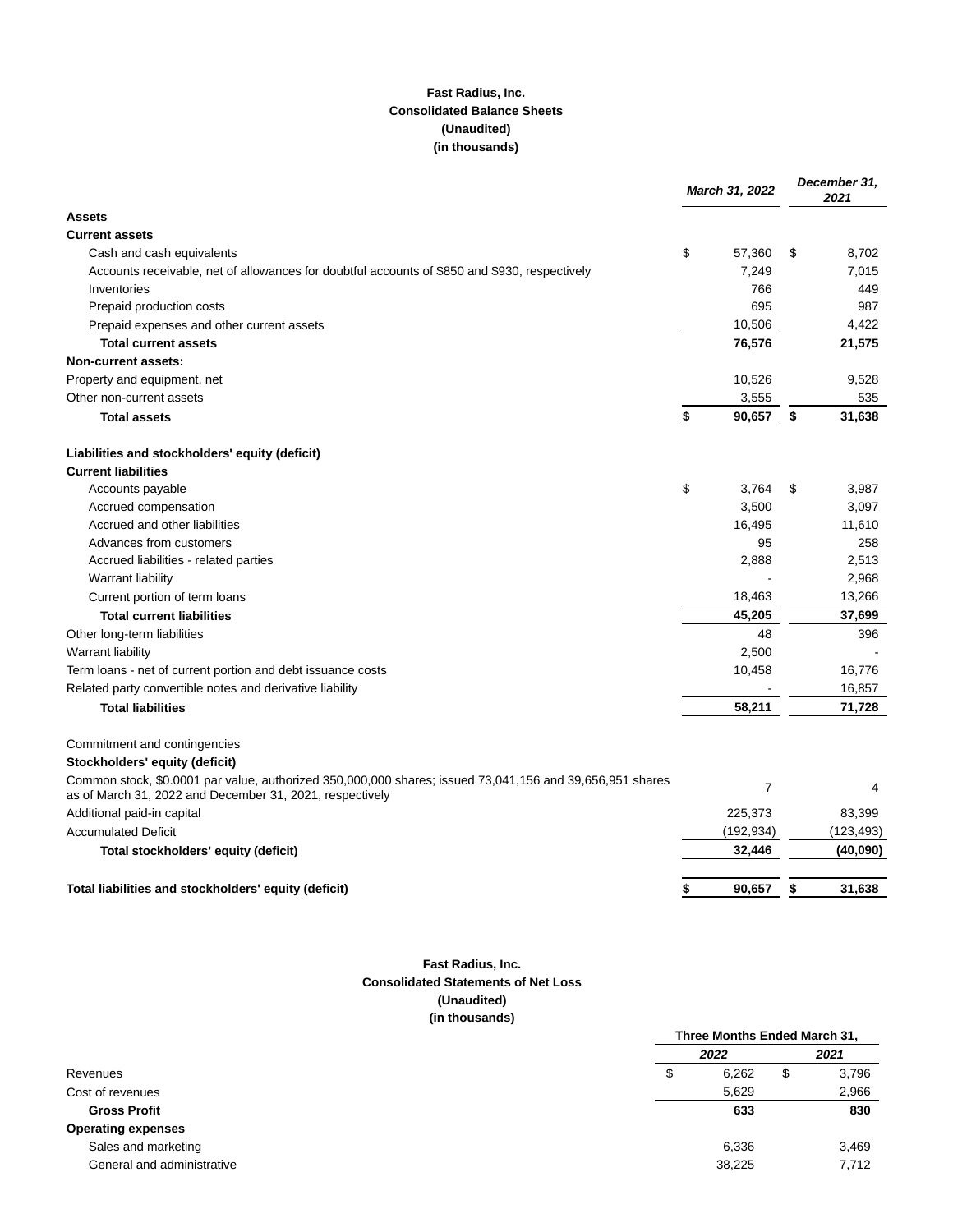**Fast Radius, Inc.**
**Consolidated Balance Sheets**
**(Unaudited)**
**(in thousands)**

| | *March 31, 2022* | *December 31, 2021* |
|---|---|---|
| **Assets** | | |
| **Current assets** | | |
| Cash and cash equivalents | $ 57,360 | $ 8,702 |
| Accounts receivable, net of allowances for doubtful accounts of $850 and $930, respectively | 7,249 | 7,015 |
| Inventories | 766 | 449 |
| Prepaid production costs | 695 | 987 |
| Prepaid expenses and other current assets | 10,506 | 4,422 |
| **Total current assets** | **76,576** | **21,575** |
| **Non-current assets:** | | |
| Property and equipment, net | 10,526 | 9,528 |
| Other non-current assets | 3,555 | 535 |
| **Total assets** | **$ 90,657** | **$ 31,638** |
| | | |
| **Liabilities and stockholders' equity (deficit)** | | |
| **Current liabilities** | | |
| Accounts payable | $ 3,764 | $ 3,987 |
| Accrued compensation | 3,500 | 3,097 |
| Accrued and other liabilities | 16,495 | 11,610 |
| Advances from customers | 95 | 258 |
| Accrued liabilities - related parties | 2,888 | 2,513 |
| Warrant liability | - | 2,968 |
| Current portion of term loans | 18,463 | 13,266 |
| **Total current liabilities** | **45,205** | **37,699** |
| Other long-term liabilities | 48 | 396 |
| Warrant liability | 2,500 | - |
| Term loans - net of current portion and debt issuance costs | 10,458 | 16,776 |
| Related party convertible notes and derivative liability | - | 16,857 |
| **Total liabilities** | **58,211** | **71,728** |
| | | |
| Commitment and contingencies | | |
| **Stockholders' equity (deficit)** | | |
| Common stock, $0.0001 par value, authorized 350,000,000 shares; issued 73,041,156 and 39,656,951 shares as of March 31, 2022 and December 31, 2021, respectively | 7 | 4 |
| Additional paid-in capital | 225,373 | 83,399 |
| Accumulated Deficit | (192,934) | (123,493) |
| **Total stockholders' equity (deficit)** | **32,446** | **(40,090)** |
| | | |
| **Total liabilities and stockholders' equity (deficit)** | **$ 90,657** | **$ 31,638** |

**Fast Radius, Inc.**
**Consolidated Statements of Net Loss**
**(Unaudited)**
**(in thousands)**

| | **Three Months Ended March 31,** | |
|---|---|---|
| | *2022* | *2021* |
| Revenues | $ 6,262 | $ 3,796 |
| Cost of revenues | 5,629 | 2,966 |
| **Gross Profit** | **633** | **830** |
| **Operating expenses** | | |
| Sales and marketing | 6,336 | 3,469 |
| General and administrative | 38,225 | 7,712 |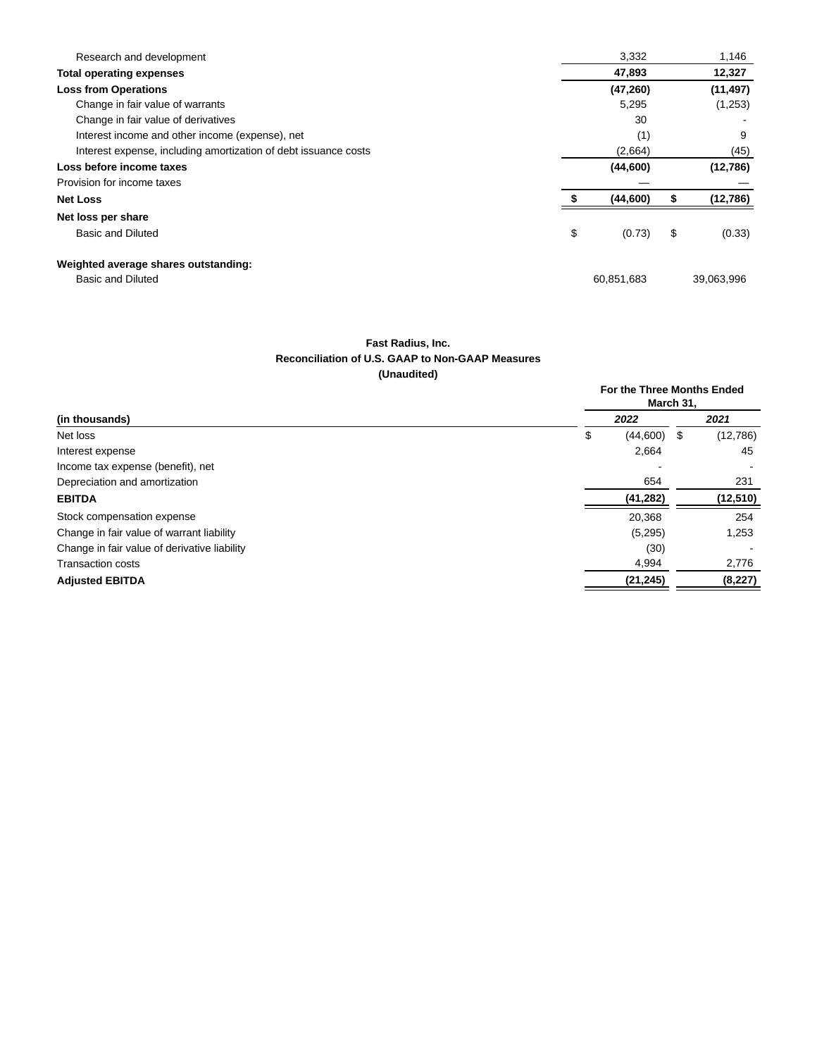| | | |
|---|---|---|
| Research and development | 3,332 | 1,146 |
| **Total operating expenses** | **47,893** | **12,327** |
| **Loss from Operations** | **(47,260)** | **(11,497)** |
| Change in fair value of warrants | 5,295 | (1,253) |
| Change in fair value of derivatives | 30 | - |
| Interest income and other income (expense), net | (1) | 9 |
| Interest expense, including amortization of debt issuance costs | (2,664) | (45) |
| **Loss before income taxes** | **(44,600)** | **(12,786)** |
| Provision for income taxes | — | — |
| **Net Loss** | **$ (44,600)** | **$ (12,786)** |
| **Net loss per share** | | |
| Basic and Diluted | $ (0.73) | $ (0.33) |
| **Weighted average shares outstanding:** | | |
| Basic and Diluted | 60,851,683 | 39,063,996 |

**Fast Radius, Inc.**
**Reconciliation of U.S. GAAP to Non-GAAP Measures**
**(Unaudited)**

| | For the Three Months Ended March 31, | |
|---|---|---|
| **(in thousands)** | ***2022*** | ***2021*** |
| Net loss | $ (44,600) | $ (12,786) |
| Interest expense | 2,664 | 45 |
| Income tax expense (benefit), net | - | - |
| Depreciation and amortization | 654 | 231 |
| **EBITDA** | **(41,282)** | **(12,510)** |
| Stock compensation expense | 20,368 | 254 |
| Change in fair value of warrant liability | (5,295) | 1,253 |
| Change in fair value of derivative liability | (30) | - |
| Transaction costs | 4,994 | 2,776 |
| **Adjusted EBITDA** | **(21,245)** | **(8,227)** |